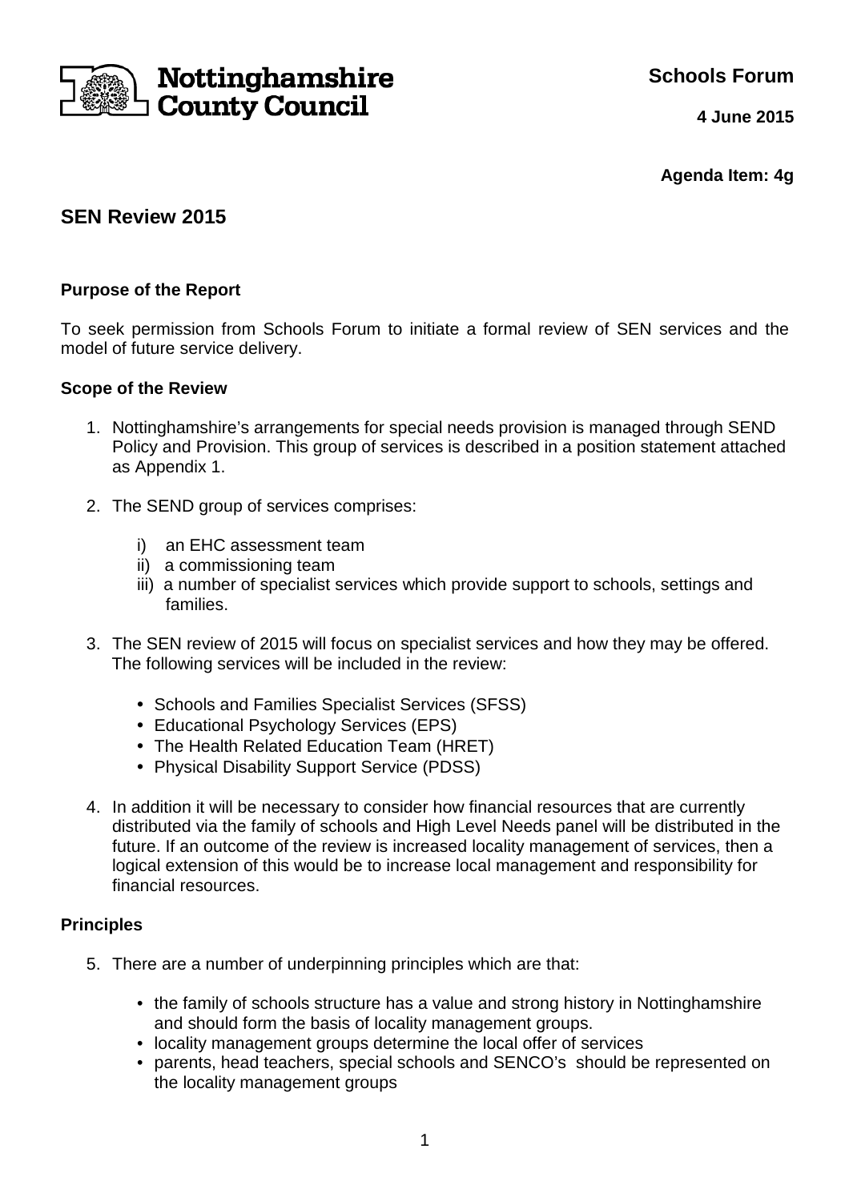Nottinghamshire County Council

**Schools Forum**

**4 June 2015**

**Agenda Item: 4g**

## SEN Review 2015

### Purpose of the Report

To seek permission from Schools Forum to initiate a formal review of SEN services and the model of future service delivery.

### Scope of the Review

1. Nottinghamshire's arrangements for special needs provision is managed through SEND Policy and Provision. This group of services is described in a position statement attached as Appendix 1.

2. The SEND group of services comprises:

   i) an EHC assessment team
   ii) a commissioning team
   iii) a number of specialist services which provide support to schools, settings and families.

3. The SEN review of 2015 will focus on specialist services and how they may be offered. The following services will be included in the review:

   - Schools and Families Specialist Services (SFSS)
   - Educational Psychology Services (EPS)
   - The Health Related Education Team (HRET)
   - Physical Disability Support Service (PDSS)

4. In addition it will be necessary to consider how financial resources that are currently distributed via the family of schools and High Level Needs panel will be distributed in the future. If an outcome of the review is increased locality management of services, then a logical extension of this would be to increase local management and responsibility for financial resources.

### Principles

5. There are a number of underpinning principles which are that:

   - the family of schools structure has a value and strong history in Nottinghamshire and should form the basis of locality management groups.
   - locality management groups determine the local offer of services
   - parents, head teachers, special schools and SENCO's should be represented on the locality management groups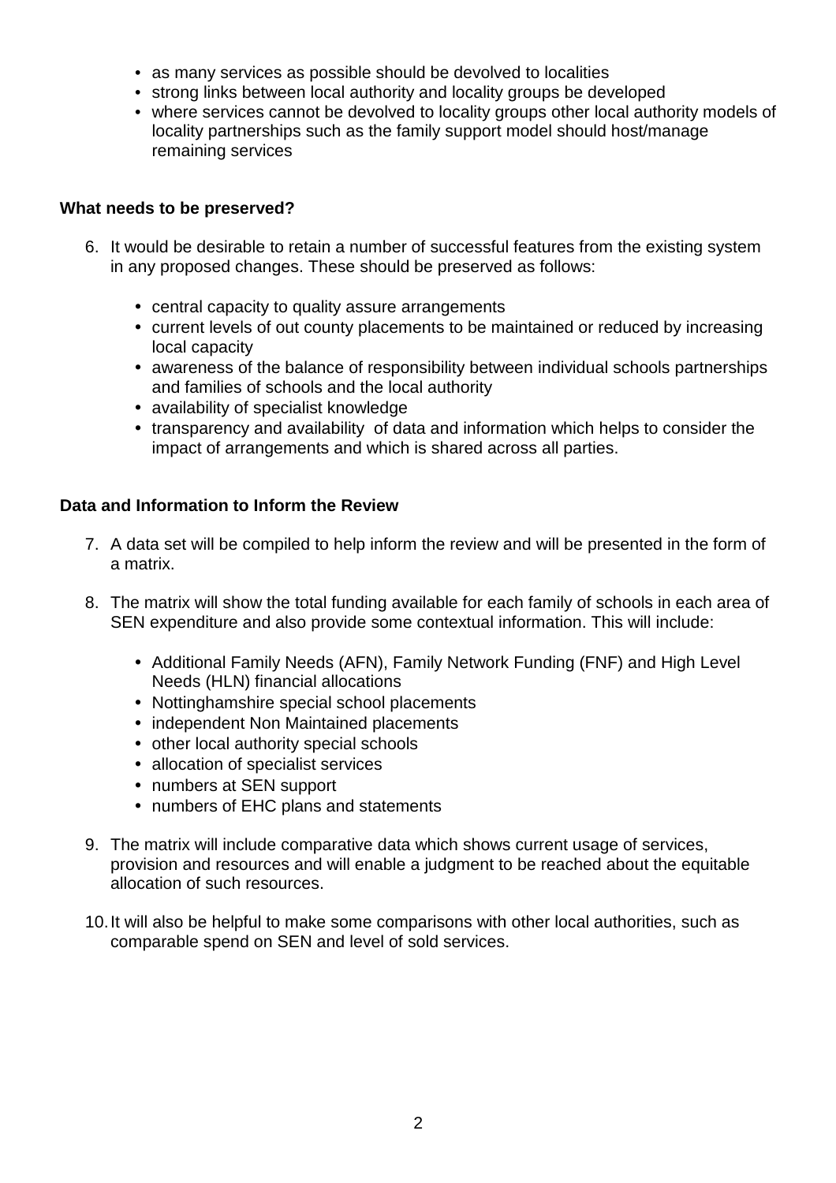- as many services as possible should be devolved to localities
- strong links between local authority and locality groups be developed
- where services cannot be devolved to locality groups other local authority models of locality partnerships such as the family support model should host/manage remaining services

**What needs to be preserved?**

6. It would be desirable to retain a number of successful features from the existing system in any proposed changes. These should be preserved as follows:

    - central capacity to quality assure arrangements
    - current levels of out county placements to be maintained or reduced by increasing local capacity
    - awareness of the balance of responsibility between individual schools partnerships and families of schools and the local authority
    - availability of specialist knowledge
    - transparency and availability of data and information which helps to consider the impact of arrangements and which is shared across all parties.

**Data and Information to Inform the Review**

7. A data set will be compiled to help inform the review and will be presented in the form of a matrix.

8. The matrix will show the total funding available for each family of schools in each area of SEN expenditure and also provide some contextual information. This will include:

    - Additional Family Needs (AFN), Family Network Funding (FNF) and High Level Needs (HLN) financial allocations
    - Nottinghamshire special school placements
    - independent Non Maintained placements
    - other local authority special schools
    - allocation of specialist services
    - numbers at SEN support
    - numbers of EHC plans and statements

9. The matrix will include comparative data which shows current usage of services, provision and resources and will enable a judgment to be reached about the equitable allocation of such resources.

10. It will also be helpful to make some comparisons with other local authorities, such as comparable spend on SEN and level of sold services.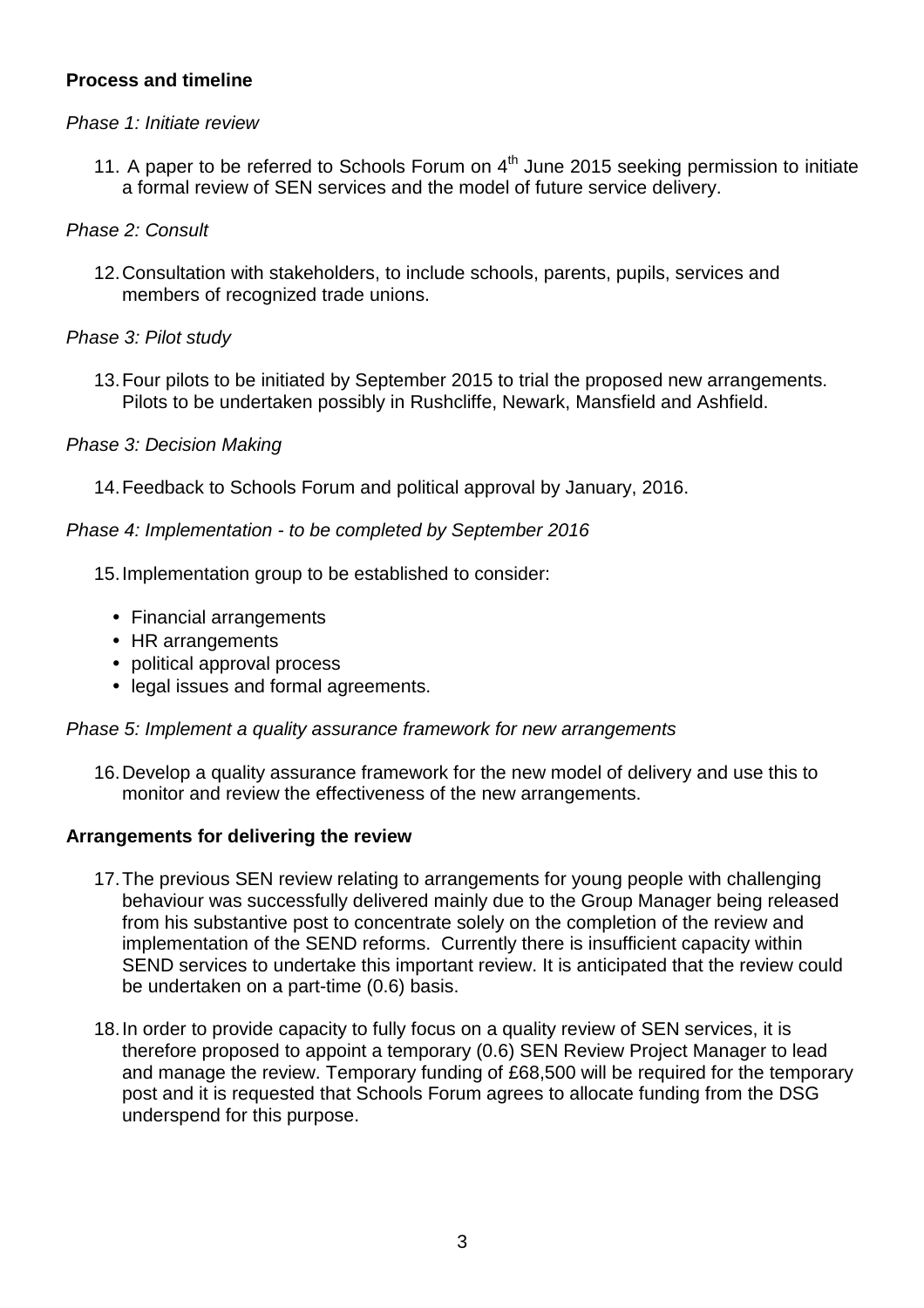**Process and timeline**

*Phase 1: Initiate review*

11. A paper to be referred to Schools Forum on 4th June 2015 seeking permission to initiate a formal review of SEN services and the model of future service delivery.

*Phase 2: Consult*

12. Consultation with stakeholders, to include schools, parents, pupils, services and members of recognized trade unions.

*Phase 3: Pilot study*

13. Four pilots to be initiated by September 2015 to trial the proposed new arrangements. Pilots to be undertaken possibly in Rushcliffe, Newark, Mansfield and Ashfield.

*Phase 3: Decision Making*

14. Feedback to Schools Forum and political approval by January, 2016.

*Phase 4: Implementation - to be completed by September 2016*

15. Implementation group to be established to consider:

    - Financial arrangements
    - HR arrangements
    - political approval process
    - legal issues and formal agreements.

*Phase 5: Implement a quality assurance framework for new arrangements*

16. Develop a quality assurance framework for the new model of delivery and use this to monitor and review the effectiveness of the new arrangements.

**Arrangements for delivering the review**

17. The previous SEN review relating to arrangements for young people with challenging behaviour was successfully delivered mainly due to the Group Manager being released from his substantive post to concentrate solely on the completion of the review and implementation of the SEND reforms. Currently there is insufficient capacity within SEND services to undertake this important review. It is anticipated that the review could be undertaken on a part-time (0.6) basis.

18. In order to provide capacity to fully focus on a quality review of SEN services, it is therefore proposed to appoint a temporary (0.6) SEN Review Project Manager to lead and manage the review. Temporary funding of £68,500 will be required for the temporary post and it is requested that Schools Forum agrees to allocate funding from the DSG underspend for this purpose.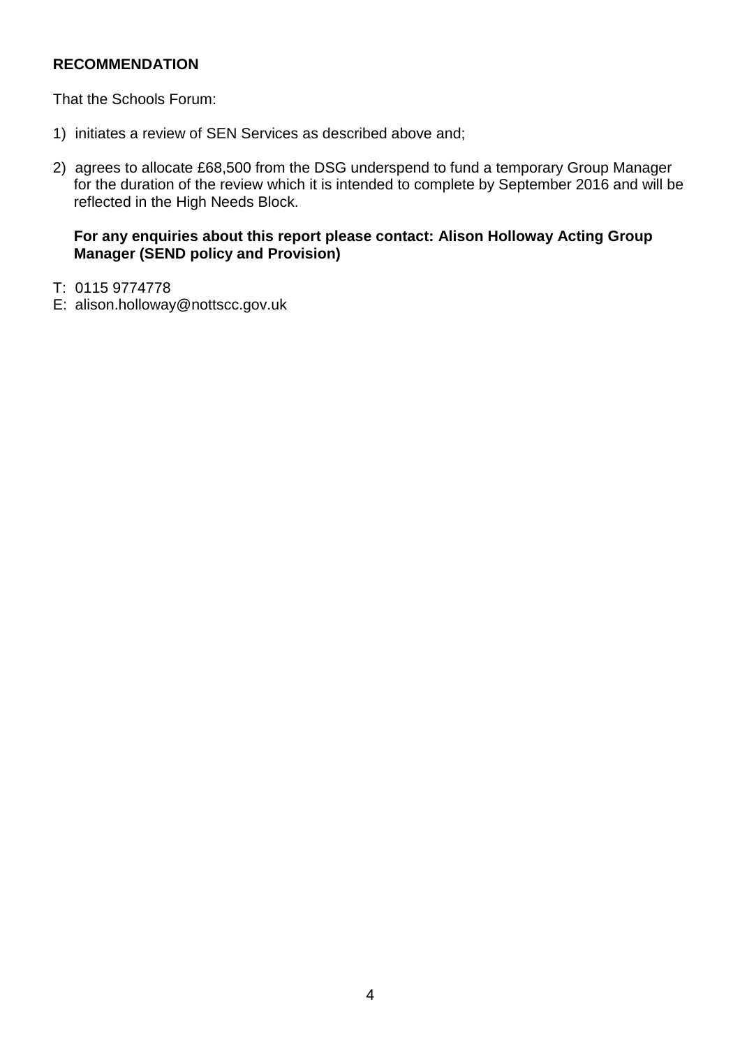**RECOMMENDATION**

That the Schools Forum:

1) initiates a review of SEN Services as described above and;

2) agrees to allocate £68,500 from the DSG underspend to fund a temporary Group Manager for the duration of the review which it is intended to complete by September 2016 and will be reflected in the High Needs Block.

**For any enquiries about this report please contact: Alison Holloway Acting Group Manager (SEND policy and Provision)**

T: 0115 9774778
E: alison.holloway@nottscc.gov.uk